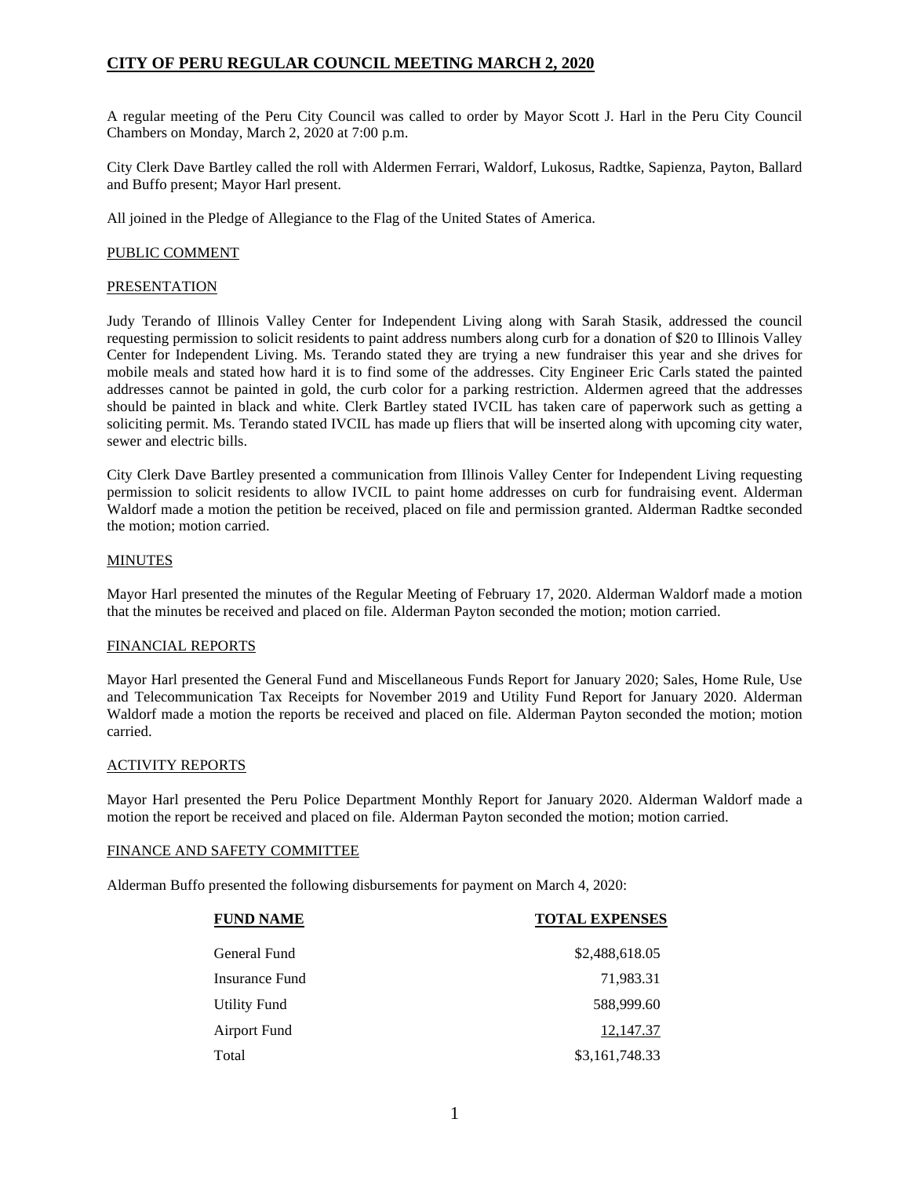# CITY OF PERU REGULAR COUNCIL MEETING MARCH 2, 2020

A regular meeting of the Peru City Council was called to order by Mayor Scott J. Harl in the Peru City Council Chambers on Monday, March 2, 2020 at 7:00 p.m.

City Clerk Dave Bartley called the roll with Aldermen Ferrari, Waldorf, Lukosus, Radtke, Sapienza, Payton, Ballard and Buffo present; Mayor Harl present.

All joined in the Pledge of Allegiance to the Flag of the United States of America.

## PUBLIC COMMENT

## PRESENTATION

Judy Terando of Illinois Valley Center for Independent Living along with Sarah Stasik, addressed the council requesting permission to solicit residents to paint address numbers along curb for a donation of $20 to Illinois Valley Center for Independent Living. Ms. Terando stated they are trying a new fundraiser this year and she drives for mobile meals and stated how hard it is to find some of the addresses. City Engineer Eric Carls stated the painted addresses cannot be painted in gold, the curb color for a parking restriction. Aldermen agreed that the addresses should be painted in black and white. Clerk Bartley stated IVCIL has taken care of paperwork such as getting a soliciting permit. Ms. Terando stated IVCIL has made up fliers that will be inserted along with upcoming city water, sewer and electric bills.

City Clerk Dave Bartley presented a communication from Illinois Valley Center for Independent Living requesting permission to solicit residents to allow IVCIL to paint home addresses on curb for fundraising event. Alderman Waldorf made a motion the petition be received, placed on file and permission granted. Alderman Radtke seconded the motion; motion carried.

## MINUTES

Mayor Harl presented the minutes of the Regular Meeting of February 17, 2020. Alderman Waldorf made a motion that the minutes be received and placed on file. Alderman Payton seconded the motion; motion carried.

## FINANCIAL REPORTS

Mayor Harl presented the General Fund and Miscellaneous Funds Report for January 2020; Sales, Home Rule, Use and Telecommunication Tax Receipts for November 2019 and Utility Fund Report for January 2020. Alderman Waldorf made a motion the reports be received and placed on file. Alderman Payton seconded the motion; motion carried.

## ACTIVITY REPORTS

Mayor Harl presented the Peru Police Department Monthly Report for January 2020. Alderman Waldorf made a motion the report be received and placed on file. Alderman Payton seconded the motion; motion carried.

## FINANCE AND SAFETY COMMITTEE

Alderman Buffo presented the following disbursements for payment on March 4, 2020:

| FUND NAME | TOTAL EXPENSES |
|---|---:|
| General Fund | $2,488,618.05 |
| Insurance Fund | 71,983.31 |
| Utility Fund | 588,999.60 |
| Airport Fund | 12,147.37 |
| Total | $3,161,748.33 |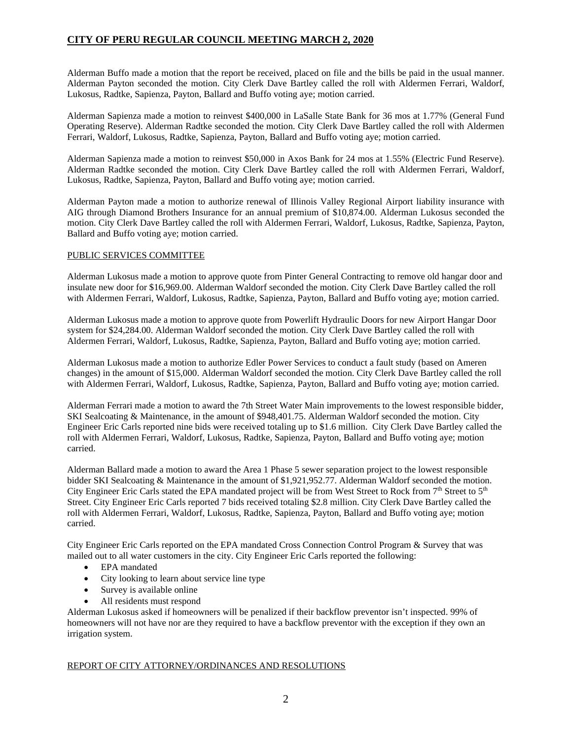Alderman Buffo made a motion that the report be received, placed on file and the bills be paid in the usual manner. Alderman Payton seconded the motion. City Clerk Dave Bartley called the roll with Aldermen Ferrari, Waldorf, Lukosus, Radtke, Sapienza, Payton, Ballard and Buffo voting aye; motion carried.

Alderman Sapienza made a motion to reinvest $400,000 in LaSalle State Bank for 36 mos at 1.77% (General Fund Operating Reserve). Alderman Radtke seconded the motion. City Clerk Dave Bartley called the roll with Aldermen Ferrari, Waldorf, Lukosus, Radtke, Sapienza, Payton, Ballard and Buffo voting aye; motion carried.

Alderman Sapienza made a motion to reinvest $50,000 in Axos Bank for 24 mos at 1.55% (Electric Fund Reserve). Alderman Radtke seconded the motion. City Clerk Dave Bartley called the roll with Aldermen Ferrari, Waldorf, Lukosus, Radtke, Sapienza, Payton, Ballard and Buffo voting aye; motion carried.

Alderman Payton made a motion to authorize renewal of Illinois Valley Regional Airport liability insurance with AIG through Diamond Brothers Insurance for an annual premium of $10,874.00. Alderman Lukosus seconded the motion. City Clerk Dave Bartley called the roll with Aldermen Ferrari, Waldorf, Lukosus, Radtke, Sapienza, Payton, Ballard and Buffo voting aye; motion carried.

PUBLIC SERVICES COMMITTEE

Alderman Lukosus made a motion to approve quote from Pinter General Contracting to remove old hangar door and insulate new door for $16,969.00. Alderman Waldorf seconded the motion. City Clerk Dave Bartley called the roll with Aldermen Ferrari, Waldorf, Lukosus, Radtke, Sapienza, Payton, Ballard and Buffo voting aye; motion carried.

Alderman Lukosus made a motion to approve quote from Powerlift Hydraulic Doors for new Airport Hangar Door system for $24,284.00. Alderman Waldorf seconded the motion. City Clerk Dave Bartley called the roll with Aldermen Ferrari, Waldorf, Lukosus, Radtke, Sapienza, Payton, Ballard and Buffo voting aye; motion carried.

Alderman Lukosus made a motion to authorize Edler Power Services to conduct a fault study (based on Ameren changes) in the amount of $15,000. Alderman Waldorf seconded the motion. City Clerk Dave Bartley called the roll with Aldermen Ferrari, Waldorf, Lukosus, Radtke, Sapienza, Payton, Ballard and Buffo voting aye; motion carried.

Alderman Ferrari made a motion to award the 7th Street Water Main improvements to the lowest responsible bidder, SKI Sealcoating & Maintenance, in the amount of $948,401.75. Alderman Waldorf seconded the motion. City Engineer Eric Carls reported nine bids were received totaling up to $1.6 million. City Clerk Dave Bartley called the roll with Aldermen Ferrari, Waldorf, Lukosus, Radtke, Sapienza, Payton, Ballard and Buffo voting aye; motion carried.

Alderman Ballard made a motion to award the Area 1 Phase 5 sewer separation project to the lowest responsible bidder SKI Sealcoating & Maintenance in the amount of $1,921,952.77. Alderman Waldorf seconded the motion. City Engineer Eric Carls stated the EPA mandated project will be from West Street to Rock from 7th Street to 5th Street. City Engineer Eric Carls reported 7 bids received totaling $2.8 million. City Clerk Dave Bartley called the roll with Aldermen Ferrari, Waldorf, Lukosus, Radtke, Sapienza, Payton, Ballard and Buffo voting aye; motion carried.

City Engineer Eric Carls reported on the EPA mandated Cross Connection Control Program & Survey that was mailed out to all water customers in the city. City Engineer Eric Carls reported the following:

- EPA mandated
- City looking to learn about service line type
- Survey is available online
- All residents must respond

Alderman Lukosus asked if homeowners will be penalized if their backflow preventor isn't inspected. 99% of homeowners will not have nor are they required to have a backflow preventor with the exception if they own an irrigation system.

REPORT OF CITY ATTORNEY/ORDINANCES AND RESOLUTIONS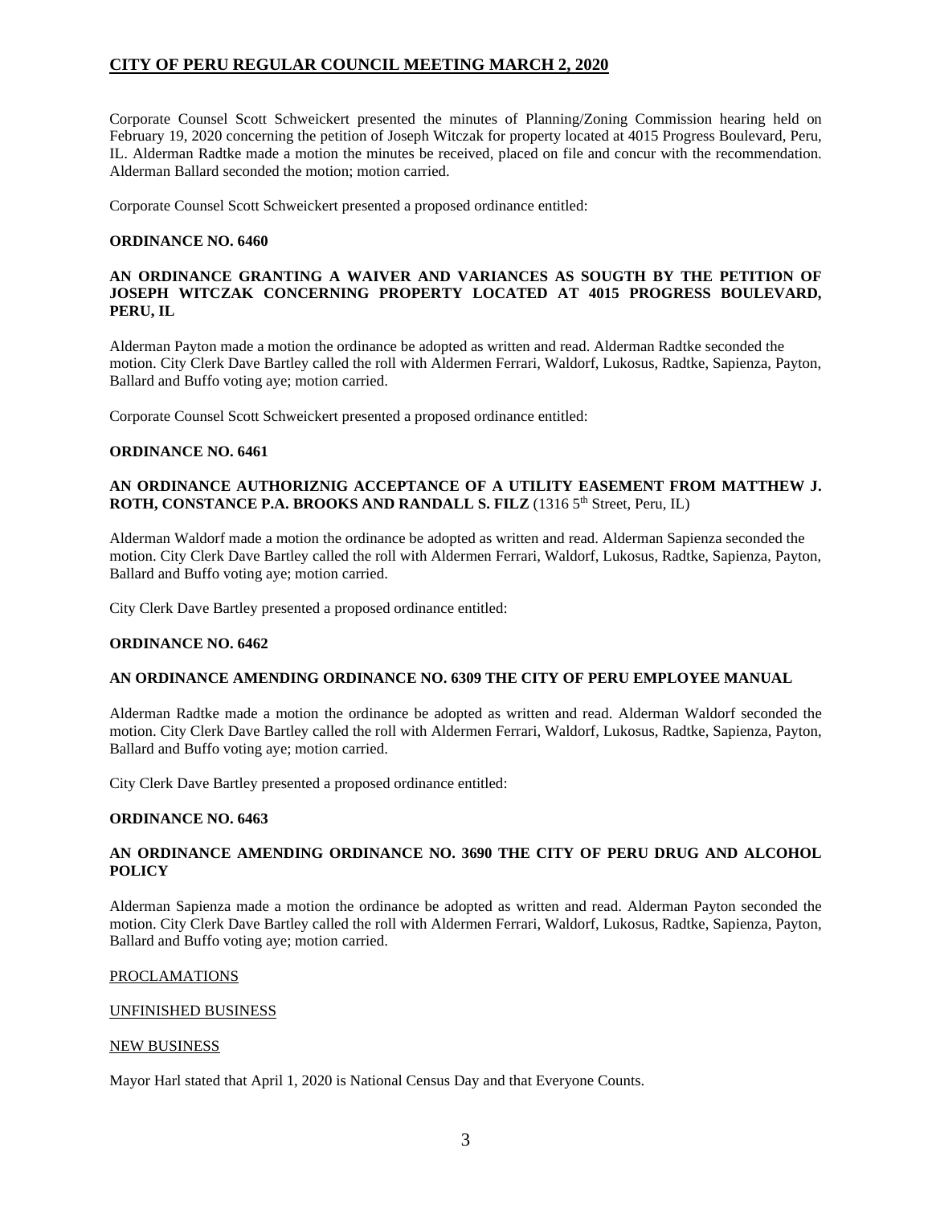Corporate Counsel Scott Schweickert presented the minutes of Planning/Zoning Commission hearing held on February 19, 2020 concerning the petition of Joseph Witczak for property located at 4015 Progress Boulevard, Peru, IL. Alderman Radtke made a motion the minutes be received, placed on file and concur with the recommendation. Alderman Ballard seconded the motion; motion carried.

Corporate Counsel Scott Schweickert presented a proposed ordinance entitled:

**ORDINANCE NO. 6460**

**AN ORDINANCE GRANTING A WAIVER AND VARIANCES AS SOUGTH BY THE PETITION OF JOSEPH WITCZAK CONCERNING PROPERTY LOCATED AT 4015 PROGRESS BOULEVARD, PERU, IL**

Alderman Payton made a motion the ordinance be adopted as written and read. Alderman Radtke seconded the motion. City Clerk Dave Bartley called the roll with Aldermen Ferrari, Waldorf, Lukosus, Radtke, Sapienza, Payton, Ballard and Buffo voting aye; motion carried.

Corporate Counsel Scott Schweickert presented a proposed ordinance entitled:

**ORDINANCE NO. 6461**

**AN ORDINANCE AUTHORIZNIG ACCEPTANCE OF A UTILITY EASEMENT FROM MATTHEW J. ROTH, CONSTANCE P.A. BROOKS AND RANDALL S. FILZ** (1316 5th Street, Peru, IL)

Alderman Waldorf made a motion the ordinance be adopted as written and read. Alderman Sapienza seconded the motion. City Clerk Dave Bartley called the roll with Aldermen Ferrari, Waldorf, Lukosus, Radtke, Sapienza, Payton, Ballard and Buffo voting aye; motion carried.

City Clerk Dave Bartley presented a proposed ordinance entitled:

**ORDINANCE NO. 6462**

**AN ORDINANCE AMENDING ORDINANCE NO. 6309 THE CITY OF PERU EMPLOYEE MANUAL**

Alderman Radtke made a motion the ordinance be adopted as written and read. Alderman Waldorf seconded the motion. City Clerk Dave Bartley called the roll with Aldermen Ferrari, Waldorf, Lukosus, Radtke, Sapienza, Payton, Ballard and Buffo voting aye; motion carried.

City Clerk Dave Bartley presented a proposed ordinance entitled:

**ORDINANCE NO. 6463**

**AN ORDINANCE AMENDING ORDINANCE NO. 3690 THE CITY OF PERU DRUG AND ALCOHOL POLICY**

Alderman Sapienza made a motion the ordinance be adopted as written and read. Alderman Payton seconded the motion. City Clerk Dave Bartley called the roll with Aldermen Ferrari, Waldorf, Lukosus, Radtke, Sapienza, Payton, Ballard and Buffo voting aye; motion carried.

PROCLAMATIONS

UNFINISHED BUSINESS

NEW BUSINESS

Mayor Harl stated that April 1, 2020 is National Census Day and that Everyone Counts.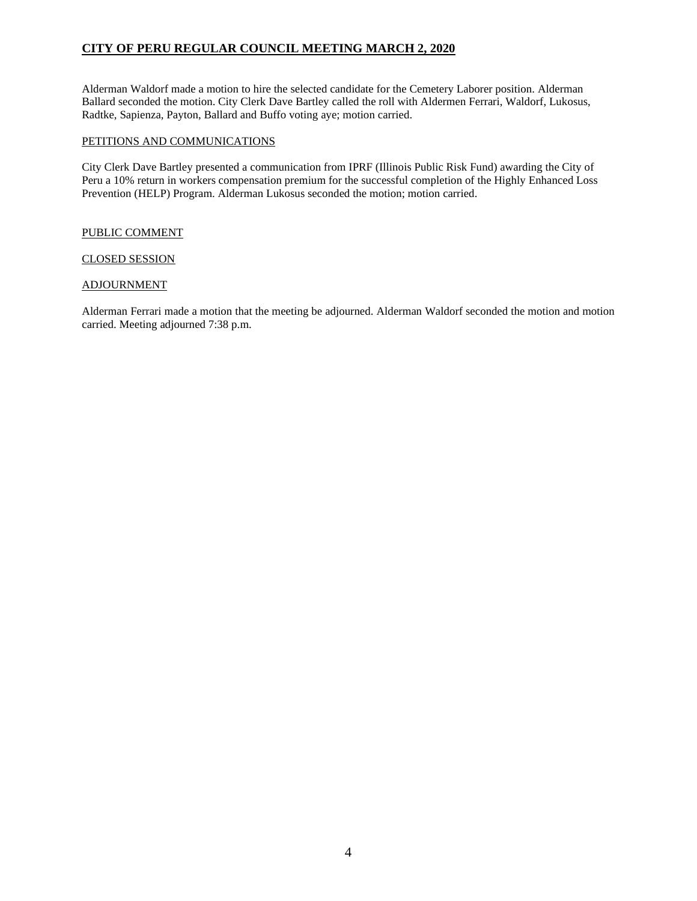Alderman Waldorf made a motion to hire the selected candidate for the Cemetery Laborer position. Alderman Ballard seconded the motion. City Clerk Dave Bartley called the roll with Aldermen Ferrari, Waldorf, Lukosus, Radtke, Sapienza, Payton, Ballard and Buffo voting aye; motion carried.

## PETITIONS AND COMMUNICATIONS

City Clerk Dave Bartley presented a communication from IPRF (Illinois Public Risk Fund) awarding the City of Peru a 10% return in workers compensation premium for the successful completion of the Highly Enhanced Loss Prevention (HELP) Program. Alderman Lukosus seconded the motion; motion carried.

## PUBLIC COMMENT

## CLOSED SESSION

## ADJOURNMENT

Alderman Ferrari made a motion that the meeting be adjourned. Alderman Waldorf seconded the motion and motion carried. Meeting adjourned 7:38 p.m.